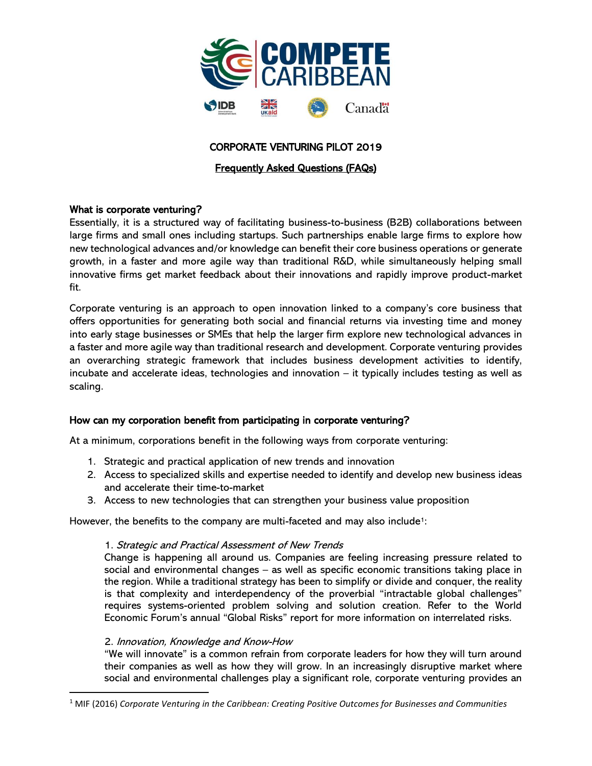# CORPORATE VENTURING PILOT 2019

## Frequently Asked Questions (FAQs)

**What is corporate venturing?**

Essentially, it is a structured way of facilitating business-to-business (B2B) collaborations between large firms and small ones including startups. Such partnerships enable large firms to explore how new technological advances and/or knowledge can benefit their core business operations or generate growth, in a faster and more agile way than traditional R&D, while simultaneously helping small innovative firms get market feedback about their innovations and rapidly improve product-market fit.

Corporate venturing is an approach to open innovation linked to a company's core business that offers opportunities for generating both social and financial returns via investing time and money into early stage businesses or SMEs that help the larger firm explore new technological advances in a faster and more agile way than traditional research and development. Corporate venturing provides an overarching strategic framework that includes business development activities to identify, incubate and accelerate ideas, technologies and innovation – it typically includes testing as well as scaling.

**How can my corporation benefit from participating in corporate venturing?**

At a minimum, corporations benefit in the following ways from corporate venturing:

1. Strategic and practical application of new trends and innovation
2. Access to specialized skills and expertise needed to identify and develop new business ideas and accelerate their time-to-market
3. Access to new technologies that can strengthen your business value proposition

However, the benefits to the company are multi-faceted and may also include[1]:

1. *Strategic and Practical Assessment of New Trends*
 Change is happening all around us. Companies are feeling increasing pressure related to social and environmental changes – as well as specific economic transitions taking place in the region. While a traditional strategy has been to simplify or divide and conquer, the reality is that complexity and interdependency of the proverbial "intractable global challenges" requires systems-oriented problem solving and solution creation. Refer to the World Economic Forum's annual "Global Risks" report for more information on interrelated risks.

2. *Innovation, Knowledge and Know-How*
 "We will innovate" is a common refrain from corporate leaders for how they will turn around their companies as well as how they will grow. In an increasingly disruptive market where social and environmental challenges play a significant role, corporate venturing provides an

[1] MIF (2016) *Corporate Venturing in the Caribbean: Creating Positive Outcomes for Businesses and Communities*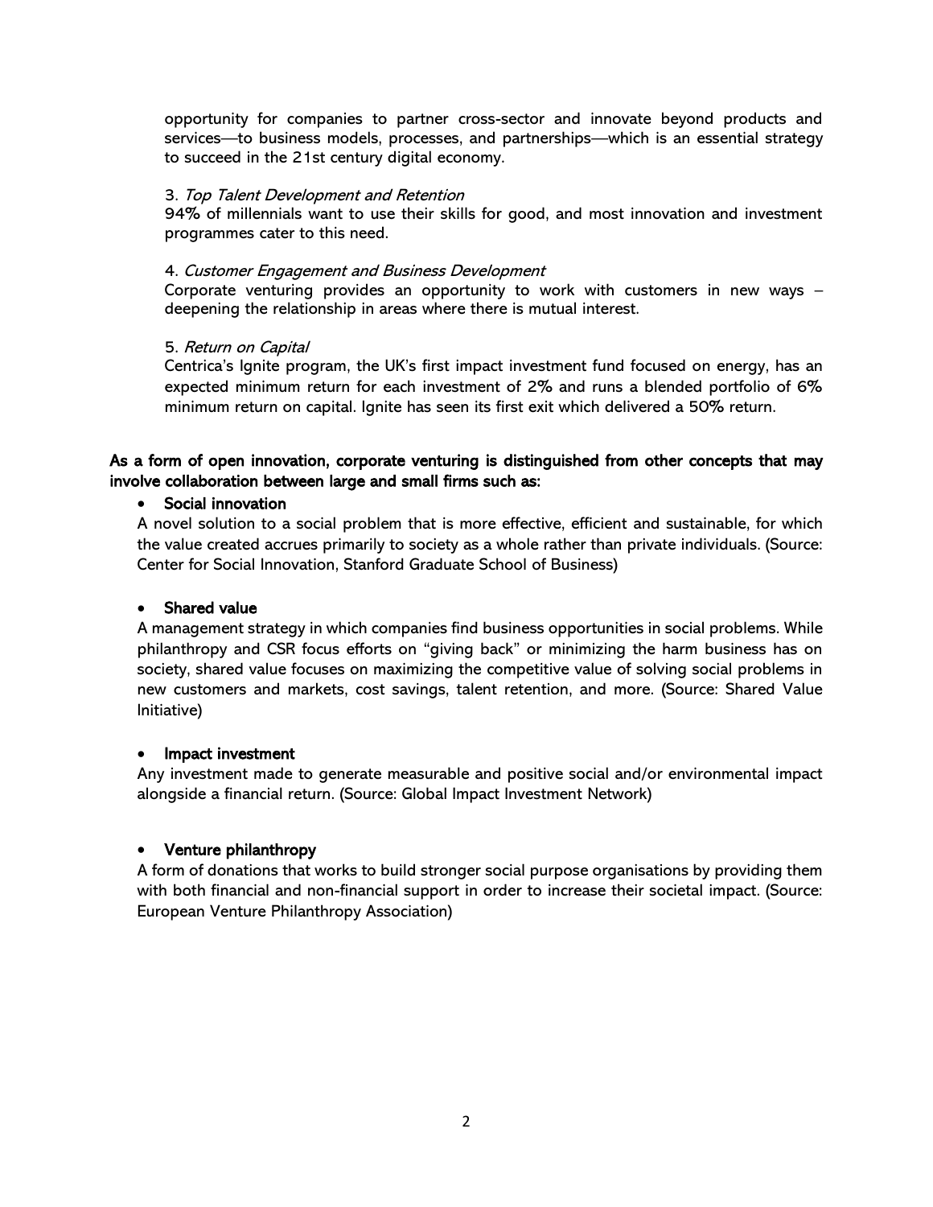opportunity for companies to partner cross-sector and innovate beyond products and services—to business models, processes, and partnerships—which is an essential strategy to succeed in the 21st century digital economy.

3. *Top Talent Development and Retention*
94% of millennials want to use their skills for good, and most innovation and investment programmes cater to this need.

4. *Customer Engagement and Business Development*
Corporate venturing provides an opportunity to work with customers in new ways – deepening the relationship in areas where there is mutual interest.

5. *Return on Capital*
Centrica's Ignite program, the UK's first impact investment fund focused on energy, has an expected minimum return for each investment of 2% and runs a blended portfolio of 6% minimum return on capital. Ignite has seen its first exit which delivered a 50% return.

**As a form of open innovation, corporate venturing is distinguished from other concepts that may involve collaboration between large and small firms such as:**

- **Social innovation**

A novel solution to a social problem that is more effective, efficient and sustainable, for which the value created accrues primarily to society as a whole rather than private individuals. (Source: Center for Social Innovation, Stanford Graduate School of Business)

- **Shared value**

A management strategy in which companies find business opportunities in social problems. While philanthropy and CSR focus efforts on "giving back" or minimizing the harm business has on society, shared value focuses on maximizing the competitive value of solving social problems in new customers and markets, cost savings, talent retention, and more. (Source: Shared Value Initiative)

- **Impact investment**

Any investment made to generate measurable and positive social and/or environmental impact alongside a financial return. (Source: Global Impact Investment Network)

- **Venture philanthropy**

A form of donations that works to build stronger social purpose organisations by providing them with both financial and non-financial support in order to increase their societal impact. (Source: European Venture Philanthropy Association)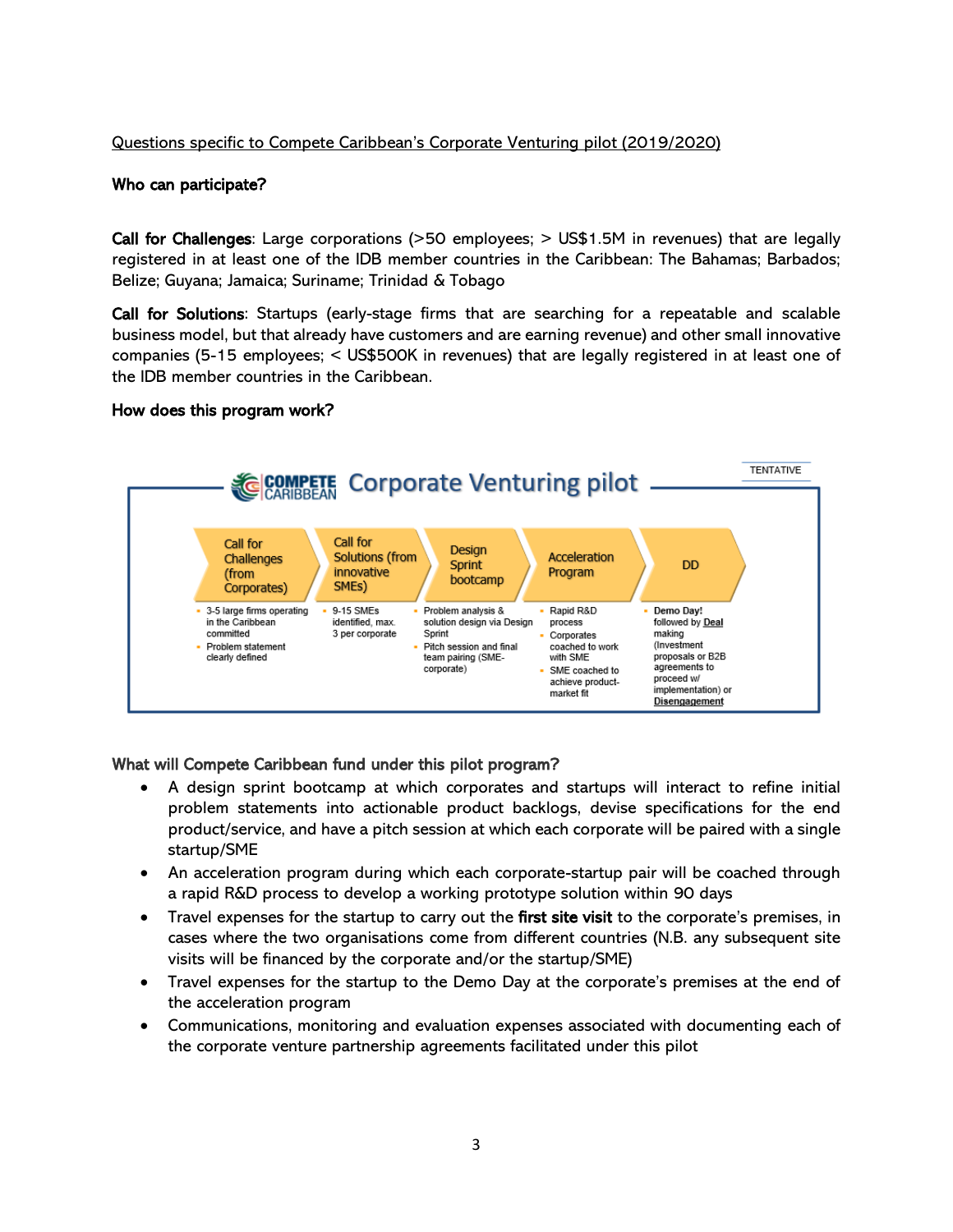Questions specific to Compete Caribbean's Corporate Venturing pilot (2019/2020)

**Who can participate?**

**Call for Challenges**: Large corporations (>50 employees; > US$1.5M in revenues) that are legally registered in at least one of the IDB member countries in the Caribbean: The Bahamas; Barbados; Belize; Guyana; Jamaica; Suriname; Trinidad & Tobago

**Call for Solutions**: Startups (early-stage firms that are searching for a repeatable and scalable business model, but that already have customers and are earning revenue) and other small innovative companies (5-15 employees; < US$500K in revenues) that are legally registered in at least one of the IDB member countries in the Caribbean.

**How does this program work?**

COMPETE CARIBBEAN Corporate Venturing pilot — TENTATIVE

| Call for Challenges (from Corporates) | Call for Solutions (from innovative SMEs) | Design Sprint bootcamp | Acceleration Program | DD |
|---|---|---|---|---|
| 3-5 large firms operating in the Caribbean committed; Problem statement clearly defined | 9-15 SMEs identified, max. 3 per corporate | Problem analysis & solution design via Design Sprint; Pitch session and final team pairing (SME-corporate) | Rapid R&D process; Corporates coached to work with SME; SME coached to achieve product-market fit | **Demo Day!** followed by **Deal** making (Investment proposals or B2B agreements to proceed w/ implementation) or **Disengagement** |

**What will Compete Caribbean fund under this pilot program?**

- A design sprint bootcamp at which corporates and startups will interact to refine initial problem statements into actionable product backlogs, devise specifications for the end product/service, and have a pitch session at which each corporate will be paired with a single startup/SME
- An acceleration program during which each corporate-startup pair will be coached through a rapid R&D process to develop a working prototype solution within 90 days
- Travel expenses for the startup to carry out the **first site visit** to the corporate's premises, in cases where the two organisations come from different countries (N.B. any subsequent site visits will be financed by the corporate and/or the startup/SME)
- Travel expenses for the startup to the Demo Day at the corporate's premises at the end of the acceleration program
- Communications, monitoring and evaluation expenses associated with documenting each of the corporate venture partnership agreements facilitated under this pilot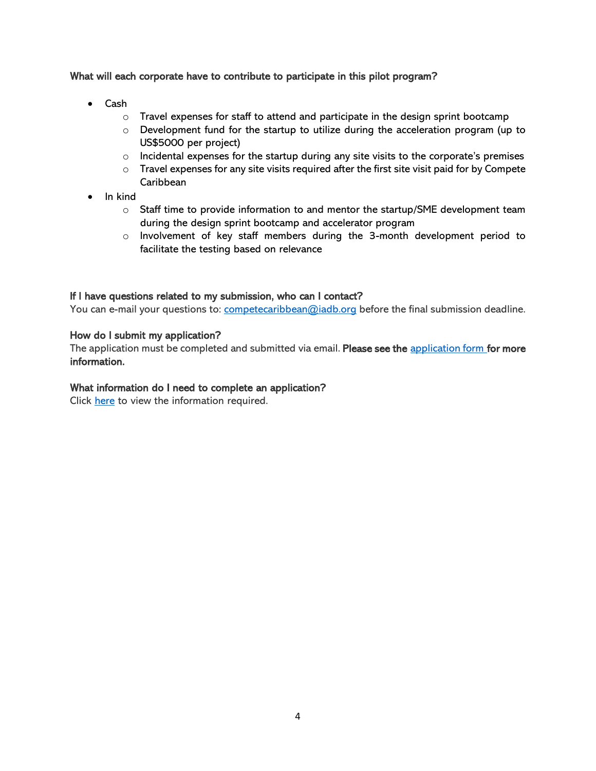**What will each corporate have to contribute to participate in this pilot program?**

- Cash
  - Travel expenses for staff to attend and participate in the design sprint bootcamp
  - Development fund for the startup to utilize during the acceleration program (up to US$5000 per project)
  - Incidental expenses for the startup during any site visits to the corporate's premises
  - Travel expenses for any site visits required after the first site visit paid for by Compete Caribbean
- In kind
  - Staff time to provide information to and mentor the startup/SME development team during the design sprint bootcamp and accelerator program
  - Involvement of key staff members during the 3-month development period to facilitate the testing based on relevance

**If I have questions related to my submission, who can I contact?**

You can e-mail your questions to: competecaribbean@iadb.org before the final submission deadline.

**How do I submit my application?**

The application must be completed and submitted via email. **Please see the** application form **for more information.**

**What information do I need to complete an application?**

Click here to view the information required.